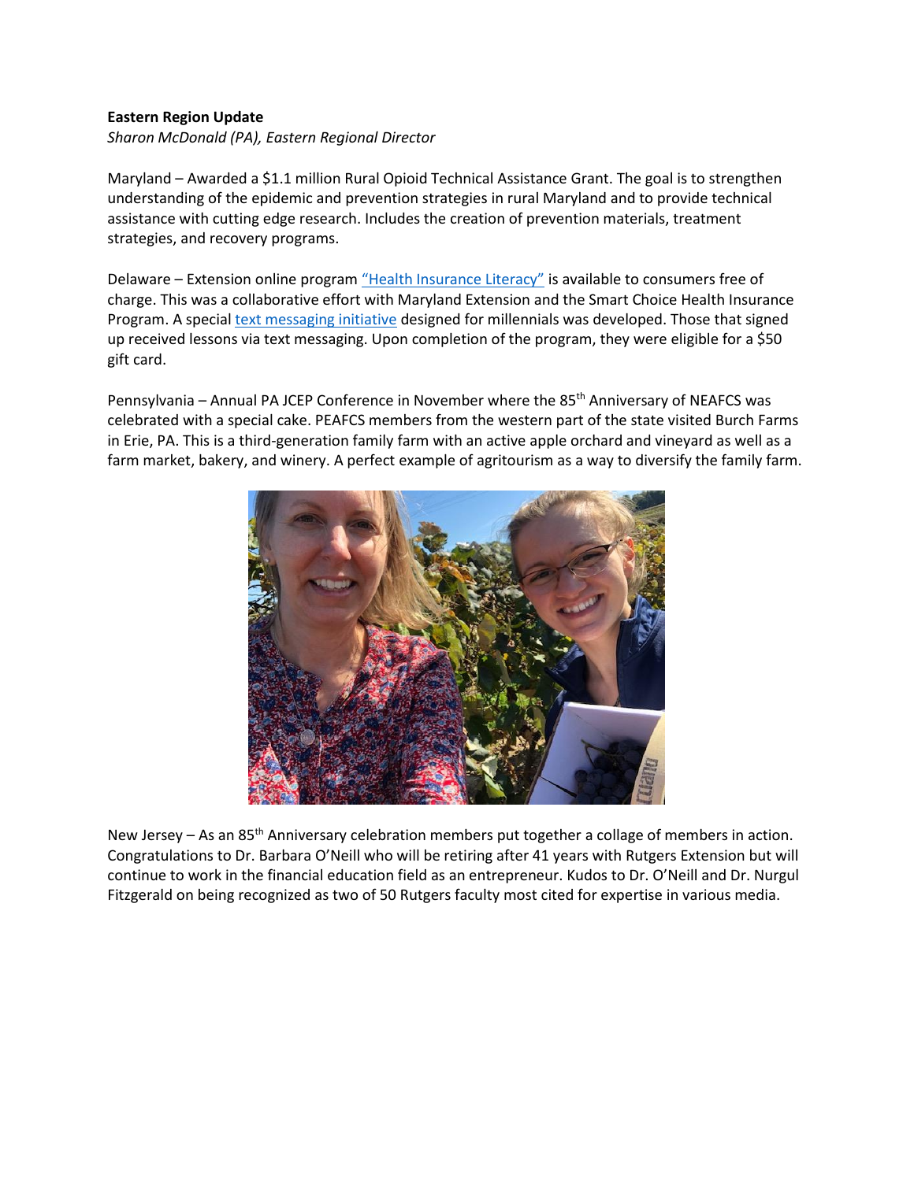**Eastern Region Update**

*Sharon McDonald (PA), Eastern Regional Director*

Maryland – Awarded a $1.1 million Rural Opioid Technical Assistance Grant. The goal is to strengthen understanding of the epidemic and prevention strategies in rural Maryland and to provide technical assistance with cutting edge research. Includes the creation of prevention materials, treatment strategies, and recovery programs.

Delaware – Extension online program "Health Insurance Literacy" is available to consumers free of charge. This was a collaborative effort with Maryland Extension and the Smart Choice Health Insurance Program. A special text messaging initiative designed for millennials was developed. Those that signed up received lessons via text messaging. Upon completion of the program, they were eligible for a $50 gift card.

Pennsylvania – Annual PA JCEP Conference in November where the 85th Anniversary of NEAFCS was celebrated with a special cake. PEAFCS members from the western part of the state visited Burch Farms in Erie, PA. This is a third-generation family farm with an active apple orchard and vineyard as well as a farm market, bakery, and winery. A perfect example of agritourism as a way to diversify the family farm.

New Jersey – As an 85th Anniversary celebration members put together a collage of members in action. Congratulations to Dr. Barbara O'Neill who will be retiring after 41 years with Rutgers Extension but will continue to work in the financial education field as an entrepreneur. Kudos to Dr. O'Neill and Dr. Nurgul Fitzgerald on being recognized as two of 50 Rutgers faculty most cited for expertise in various media.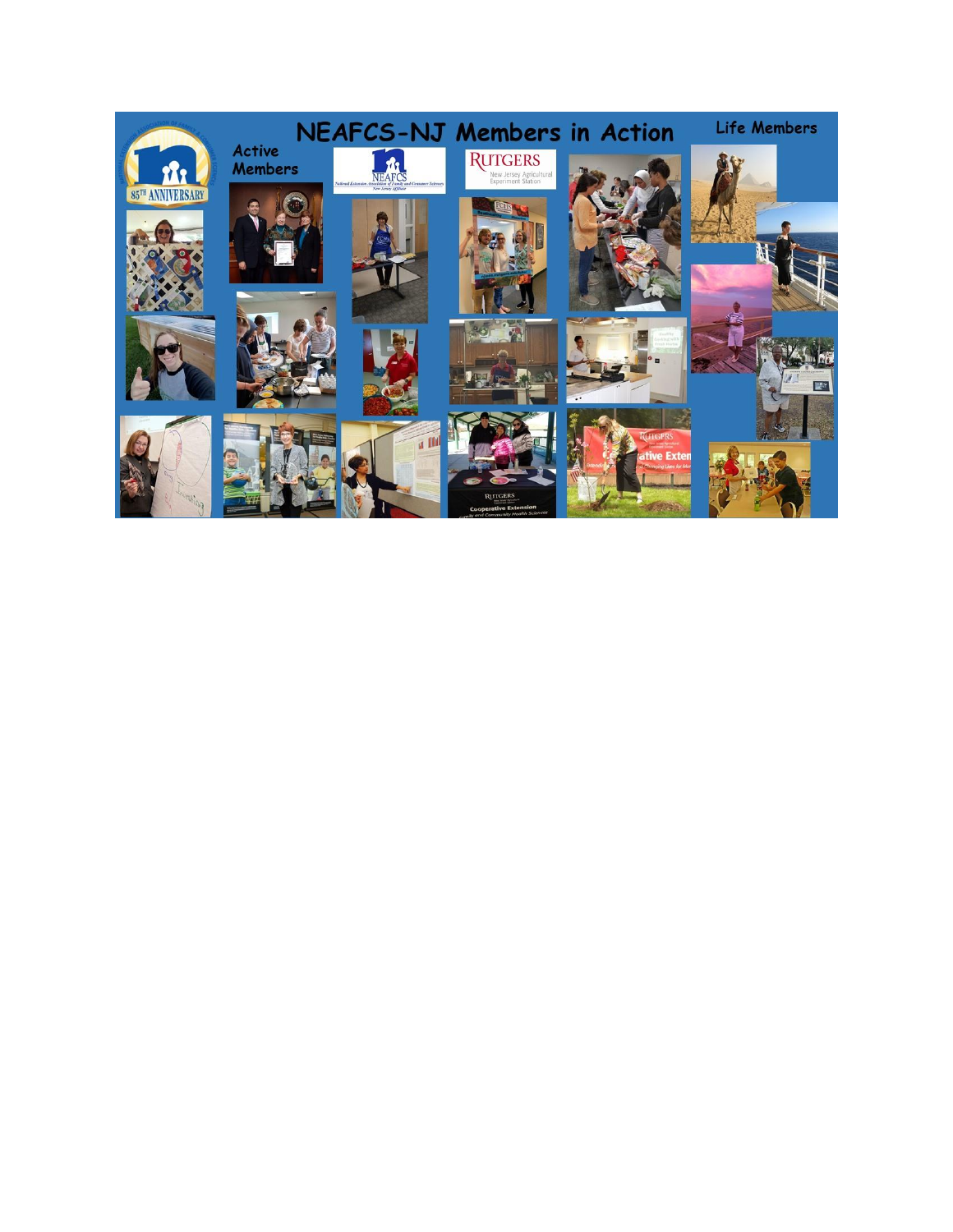# NEAFCS-NJ Members in Action

Active Members

Life Members